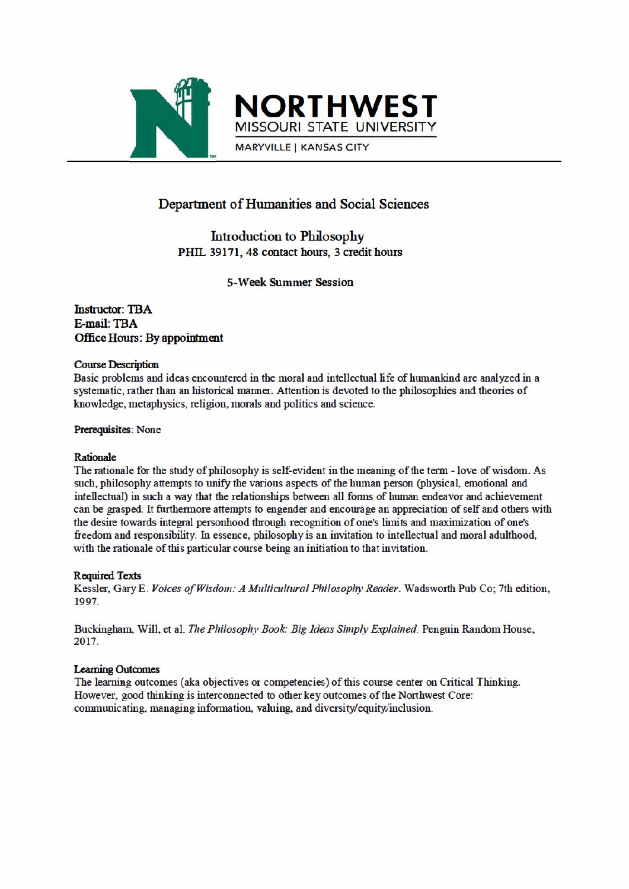NORTHWEST
MISSOURI STATE UNIVERSITY
MARYVILLE | KANSAS CITY

# Department of Humanities and Social Sciences

## Introduction to Philosophy

**PHIL 39171, 48 contact hours, 3 credit hours**

**5-Week Summer Session**

**Instructor: TBA**
**E-mail: TBA**
**Office Hours: By appointment**

### Course Description

Basic problems and ideas encountered in the moral and intellectual life of humankind are analyzed in a systematic, rather than an historical manner. Attention is devoted to the philosophies and theories of knowledge, metaphysics, religion, morals and politics and science.

**Prerequisites**: None

### Rationale

The rationale for the study of philosophy is self-evident in the meaning of the term - love of wisdom. As such, philosophy attempts to unify the various aspects of the human person (physical, emotional and intellectual) in such a way that the relationships between all forms of human endeavor and achievement can be grasped. It furthermore attempts to engender and encourage an appreciation of self and others with the desire towards integral personhood through recognition of one's limits and maximization of one's freedom and responsibility. In essence, philosophy is an invitation to intellectual and moral adulthood, with the rationale of this particular course being an initiation to that invitation.

### Required Texts

Kessler, Gary E. *Voices of Wisdom: A Multicultural Philosophy Reader*. Wadsworth Pub Co; 7th edition, 1997.

Buckingham, Will, et al. *The Philosophy Book: Big Ideas Simply Explained*. Penguin Random House, 2017.

### Learning Outcomes

The learning outcomes (aka objectives or competencies) of this course center on Critical Thinking. However, good thinking is interconnected to other key outcomes of the Northwest Core: communicating, managing information, valuing, and diversity/equity/inclusion.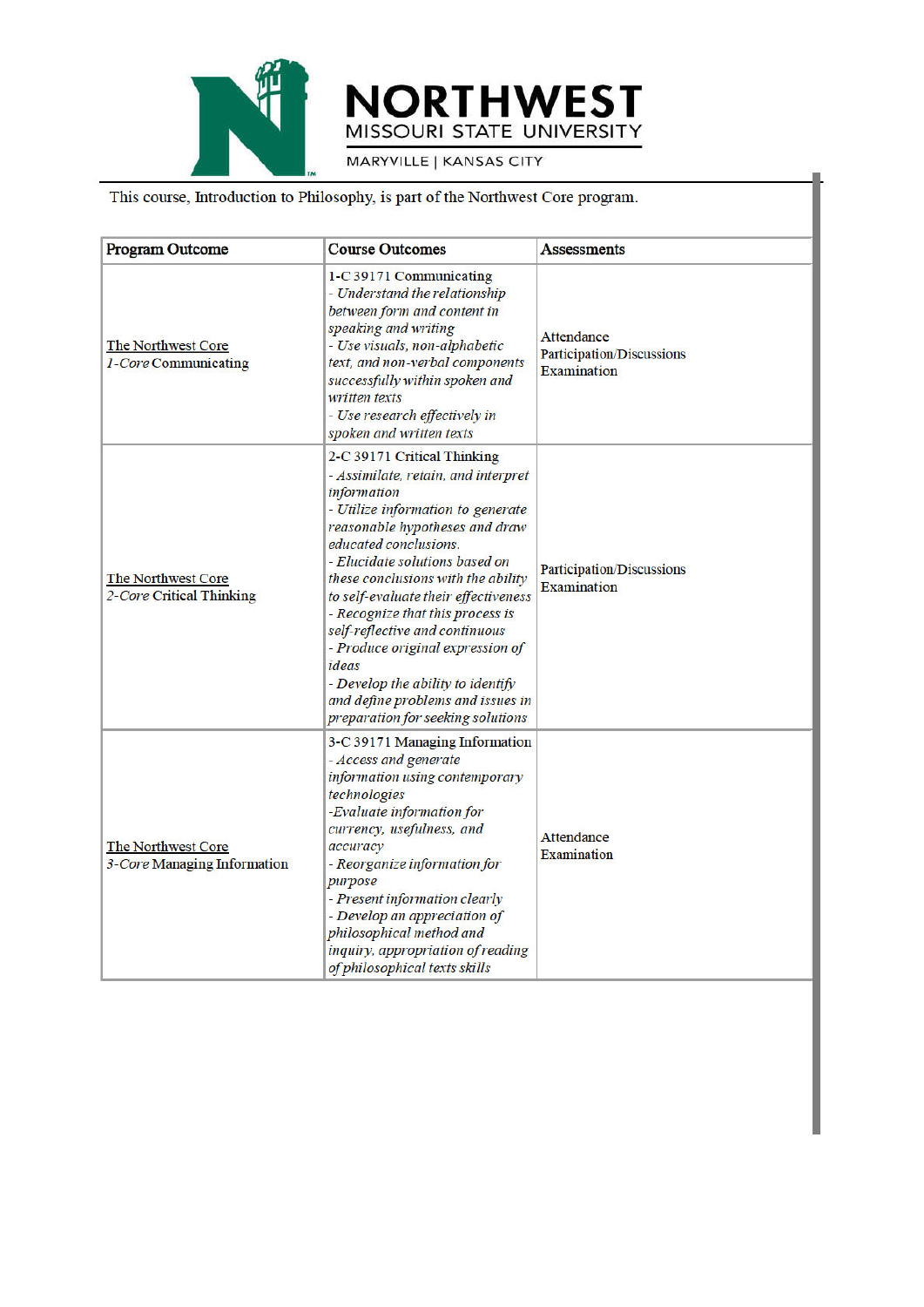This course, Introduction to Philosophy, is part of the Northwest Core program.

| Program Outcome | Course Outcomes | Assessments |
|---|---|---|
| The Northwest Core<br>*1-Core* Communicating | 1-C 39171 Communicating<br>*- Understand the relationship between form and content in speaking and writing*<br>*- Use visuals, non-alphabetic text, and non-verbal components successfully within spoken and written texts*<br>*- Use research effectively in spoken and written texts* | Attendance<br>Participation/Discussions<br>Examination |
| The Northwest Core<br>*2-Core* Critical Thinking | 2-C 39171 Critical Thinking<br>*- Assimilate, retain, and interpret information*<br>*- Utilize information to generate reasonable hypotheses and draw educated conclusions.*<br>*- Elucidate solutions based on these conclusions with the ability to self-evaluate their effectiveness*<br>*- Recognize that this process is self-reflective and continuous*<br>*- Produce original expression of ideas*<br>*- Develop the ability to identify and define problems and issues in preparation for seeking solutions* | Participation/Discussions<br>Examination |
| The Northwest Core<br>*3-Core* Managing Information | 3-C 39171 Managing Information<br>*- Access and generate information using contemporary technologies*<br>*-Evaluate information for currency, usefulness, and accuracy*<br>*- Reorganize information for purpose*<br>*- Present information clearly*<br>*- Develop an appreciation of philosophical method and inquiry, appropriation of reading of philosophical texts skills* | Attendance<br>Examination |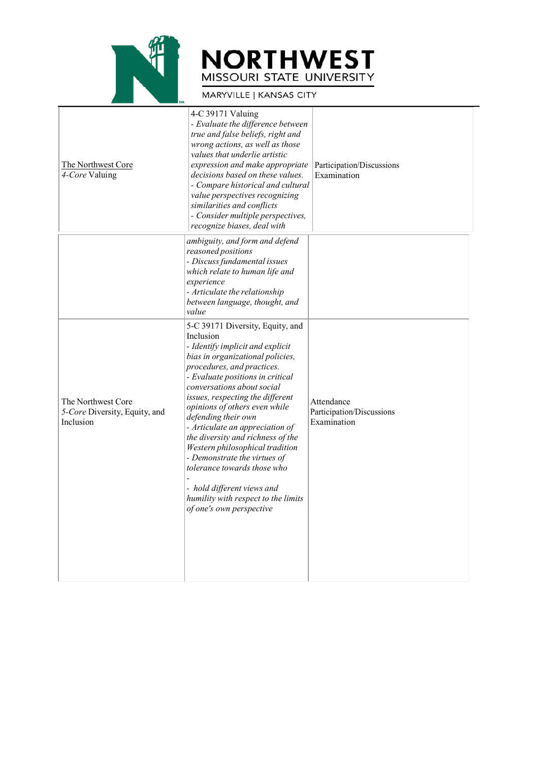| | | |
|---|---|---|
| The Northwest Core<br>*4-Core* Valuing | 4-C 39171 Valuing<br>*- Evaluate the difference between true and false beliefs, right and wrong actions, as well as those values that underlie artistic expression and make appropriate decisions based on these values.*<br>*- Compare historical and cultural value perspectives recognizing similarities and conflicts*<br>*- Consider multiple perspectives, recognize biases, deal with ambiguity, and form and defend reasoned positions*<br>*- Discuss fundamental issues which relate to human life and experience*<br>*- Articulate the relationship between language, thought, and value* | Participation/Discussions<br>Examination |
| The Northwest Core<br>*5-Core* Diversity, Equity, and Inclusion | 5-C 39171 Diversity, Equity, and Inclusion<br>*- Identify implicit and explicit bias in organizational policies, procedures, and practices.*<br>*- Evaluate positions in critical conversations about social issues, respecting the different opinions of others even while defending their own*<br>*- Articulate an appreciation of the diversity and richness of the Western philosophical tradition*<br>*- Demonstrate the virtues of tolerance towards those who*<br>-<br>*- hold different views and humility with respect to the limits of one's own perspective* | Attendance<br>Participation/Discussions<br>Examination |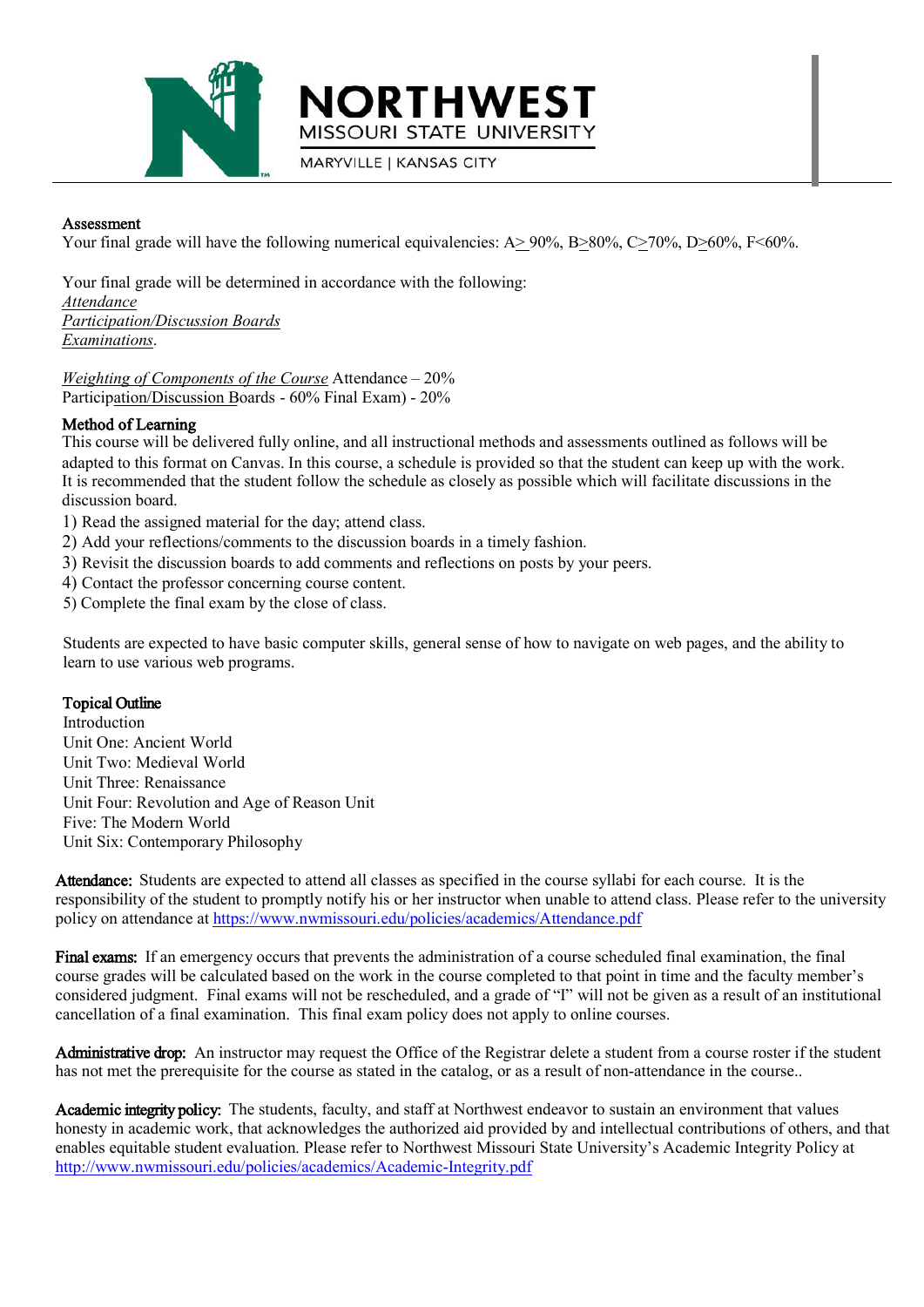**Assessment**

Your final grade will have the following numerical equivalencies: A≥ 90%, B≥80%, C≥70%, D≥60%, F<60%.

Your final grade will be determined in accordance with the following:

*Attendance*
*Participation/Discussion Boards*
*Examinations*.

*Weighting of Components of the Course* Attendance – 20%
Participation/Discussion Boards - 60% Final Exam) - 20%

**Method of Learning**

This course will be delivered fully online, and all instructional methods and assessments outlined as follows will be adapted to this format on Canvas. In this course, a schedule is provided so that the student can keep up with the work. It is recommended that the student follow the schedule as closely as possible which will facilitate discussions in the discussion board.

1) Read the assigned material for the day; attend class.
2) Add your reflections/comments to the discussion boards in a timely fashion.
3) Revisit the discussion boards to add comments and reflections on posts by your peers.
4) Contact the professor concerning course content.
5) Complete the final exam by the close of class.

Students are expected to have basic computer skills, general sense of how to navigate on web pages, and the ability to learn to use various web programs.

**Topical Outline**

Introduction
Unit One: Ancient World
Unit Two: Medieval World
Unit Three: Renaissance
Unit Four: Revolution and Age of Reason Unit
Five: The Modern World
Unit Six: Contemporary Philosophy

**Attendance:** Students are expected to attend all classes as specified in the course syllabi for each course. It is the responsibility of the student to promptly notify his or her instructor when unable to attend class. Please refer to the university policy on attendance at https://www.nwmissouri.edu/policies/academics/Attendance.pdf

**Final exams:** If an emergency occurs that prevents the administration of a course scheduled final examination, the final course grades will be calculated based on the work in the course completed to that point in time and the faculty member's considered judgment. Final exams will not be rescheduled, and a grade of "I" will not be given as a result of an institutional cancellation of a final examination. This final exam policy does not apply to online courses.

**Administrative drop:** An instructor may request the Office of the Registrar delete a student from a course roster if the student has not met the prerequisite for the course as stated in the catalog, or as a result of non-attendance in the course..

**Academic integrity policy:** The students, faculty, and staff at Northwest endeavor to sustain an environment that values honesty in academic work, that acknowledges the authorized aid provided by and intellectual contributions of others, and that enables equitable student evaluation. Please refer to Northwest Missouri State University's Academic Integrity Policy at http://www.nwmissouri.edu/policies/academics/Academic-Integrity.pdf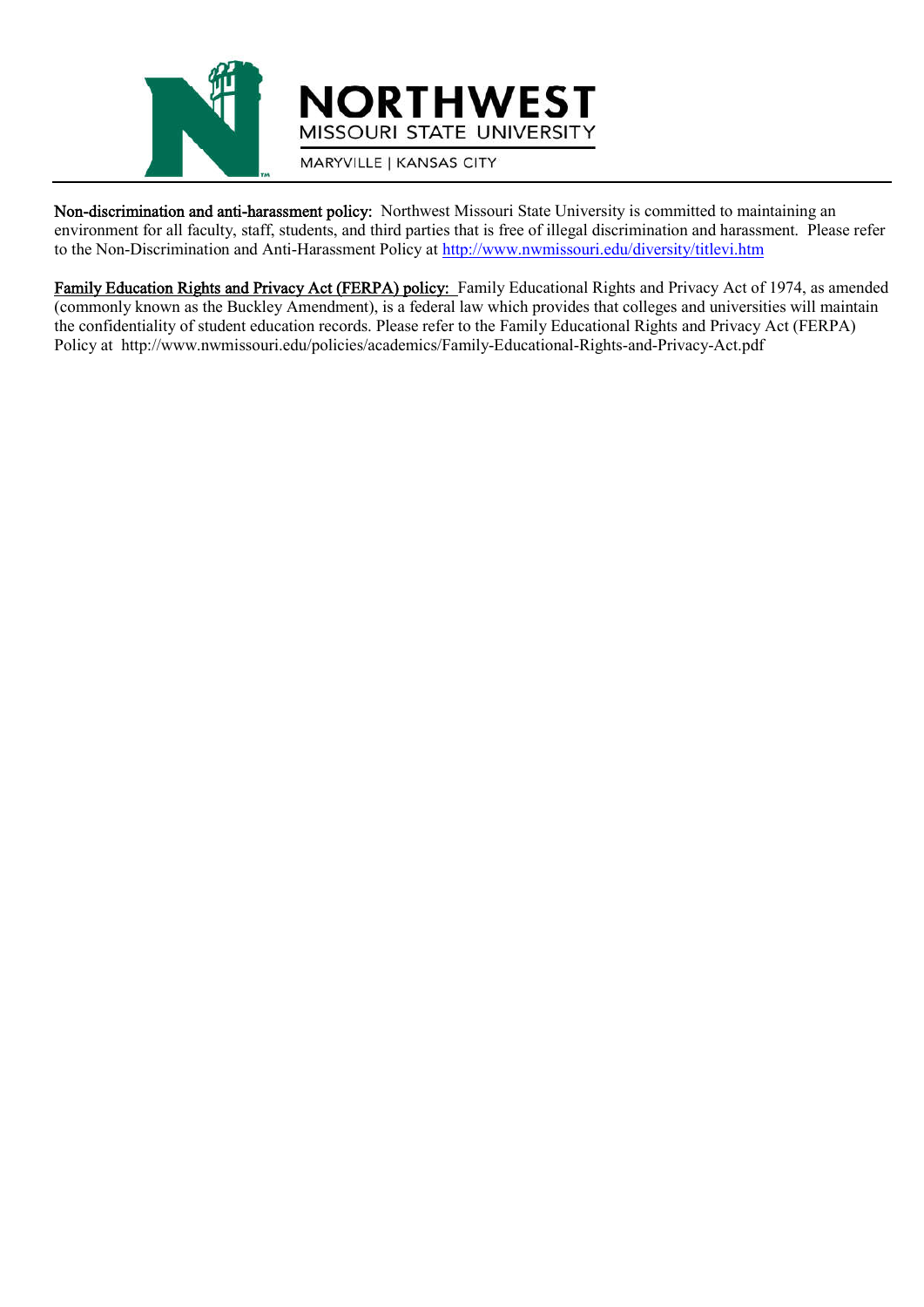**Non-discrimination and anti-harassment policy:** Northwest Missouri State University is committed to maintaining an environment for all faculty, staff, students, and third parties that is free of illegal discrimination and harassment. Please refer to the Non-Discrimination and Anti-Harassment Policy at http://www.nwmissouri.edu/diversity/titlevi.htm

**Family Education Rights and Privacy Act (FERPA) policy:** Family Educational Rights and Privacy Act of 1974, as amended (commonly known as the Buckley Amendment), is a federal law which provides that colleges and universities will maintain the confidentiality of student education records. Please refer to the Family Educational Rights and Privacy Act (FERPA) Policy at http://www.nwmissouri.edu/policies/academics/Family-Educational-Rights-and-Privacy-Act.pdf